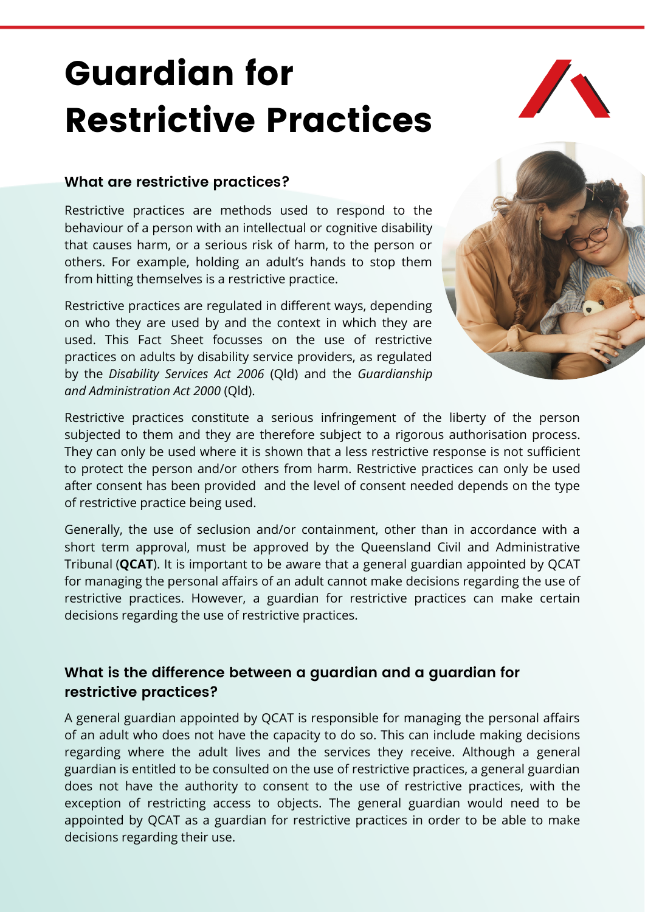# Guardian for Restrictive Practices

## What are restrictive practices?

Restrictive practices are methods used to respond to the behaviour of a person with an intellectual or cognitive disability that causes harm, or a serious risk of harm, to the person or others. For example, holding an adult's hands to stop them from hitting themselves is a restrictive practice.

Restrictive practices are regulated in different ways, depending on who they are used by and the context in which they are used. This Fact Sheet focusses on the use of restrictive practices on adults by disability service providers, as regulated by the *Disability Services Act 2006* (Qld) and the *Guardianship and Administration Act 2000* (Qld).

Restrictive practices constitute a serious infringement of the liberty of the person subjected to them and they are therefore subject to a rigorous authorisation process. They can only be used where it is shown that a less restrictive response is not sufficient to protect the person and/or others from harm. Restrictive practices can only be used after consent has been provided and the level of consent needed depends on the type of restrictive practice being used.

Generally, the use of seclusion and/or containment, other than in accordance with a short term approval, must be approved by the Queensland Civil and Administrative Tribunal (**QCAT**). It is important to be aware that a general guardian appointed by QCAT for managing the personal affairs of an adult cannot make decisions regarding the use of restrictive practices. However, a guardian for restrictive practices can make certain decisions regarding the use of restrictive practices.

## What is the difference between a guardian and a guardian for restrictive practices?

A general guardian appointed by QCAT is responsible for managing the personal affairs of an adult who does not have the capacity to do so. This can include making decisions regarding where the adult lives and the services they receive. Although a general guardian is entitled to be consulted on the use of restrictive practices, a general guardian does not have the authority to consent to the use of restrictive practices, with the exception of restricting access to objects. The general guardian would need to be appointed by QCAT as a guardian for restrictive practices in order to be able to make decisions regarding their use.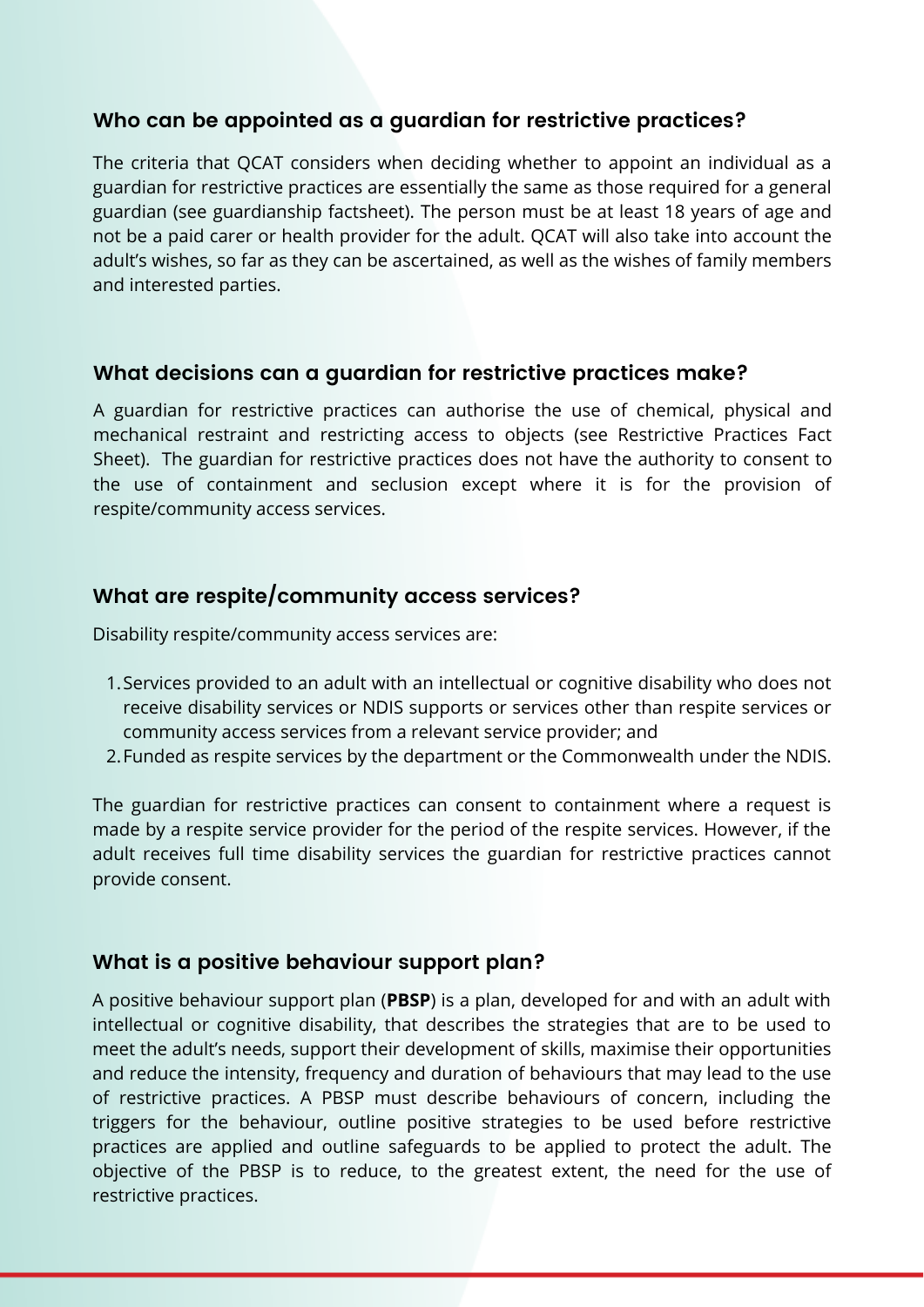### Who can be appointed as a guardian for restrictive practices?

The criteria that QCAT considers when deciding whether to appoint an individual as a guardian for restrictive practices are essentially the same as those required for a general guardian (see guardianship factsheet). The person must be at least 18 years of age and not be a paid carer or health provider for the adult. QCAT will also take into account the adult's wishes, so far as they can be ascertained, as well as the wishes of family members and interested parties.

### What decisions can a guardian for restrictive practices make?

A guardian for restrictive practices can authorise the use of chemical, physical and mechanical restraint and restricting access to objects (see Restrictive Practices Fact Sheet). The guardian for restrictive practices does not have the authority to consent to the use of containment and seclusion except where it is for the provision of respite/community access services.

### What are respite/community access services?

Disability respite/community access services are:

1. Services provided to an adult with an intellectual or cognitive disability who does not receive disability services or NDIS supports or services other than respite services or community access services from a relevant service provider; and
2. Funded as respite services by the department or the Commonwealth under the NDIS.

The guardian for restrictive practices can consent to containment where a request is made by a respite service provider for the period of the respite services. However, if the adult receives full time disability services the guardian for restrictive practices cannot provide consent.

### What is a positive behaviour support plan?

A positive behaviour support plan (**PBSP**) is a plan, developed for and with an adult with intellectual or cognitive disability, that describes the strategies that are to be used to meet the adult's needs, support their development of skills, maximise their opportunities and reduce the intensity, frequency and duration of behaviours that may lead to the use of restrictive practices. A PBSP must describe behaviours of concern, including the triggers for the behaviour, outline positive strategies to be used before restrictive practices are applied and outline safeguards to be applied to protect the adult. The objective of the PBSP is to reduce, to the greatest extent, the need for the use of restrictive practices.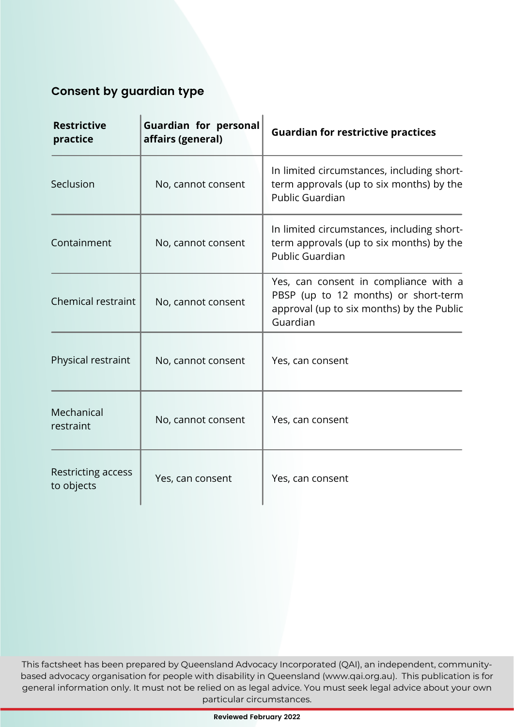## Consent by guardian type

| Restrictive practice | Guardian for personal affairs (general) | Guardian for restrictive practices |
|---|---|---|
| Seclusion | No, cannot consent | In limited circumstances, including short-term approvals (up to six months) by the Public Guardian |
| Containment | No, cannot consent | In limited circumstances, including short-term approvals (up to six months) by the Public Guardian |
| Chemical restraint | No, cannot consent | Yes, can consent in compliance with a PBSP (up to 12 months) or short-term approval (up to six months) by the Public Guardian |
| Physical restraint | No, cannot consent | Yes, can consent |
| Mechanical restraint | No, cannot consent | Yes, can consent |
| Restricting access to objects | Yes, can consent | Yes, can consent |

This factsheet has been prepared by Queensland Advocacy Incorporated (QAI), an independent, community-based advocacy organisation for people with disability in Queensland (www.qai.org.au). This publication is for general information only. It must not be relied on as legal advice. You must seek legal advice about your own particular circumstances.

**Reviewed February 2022**